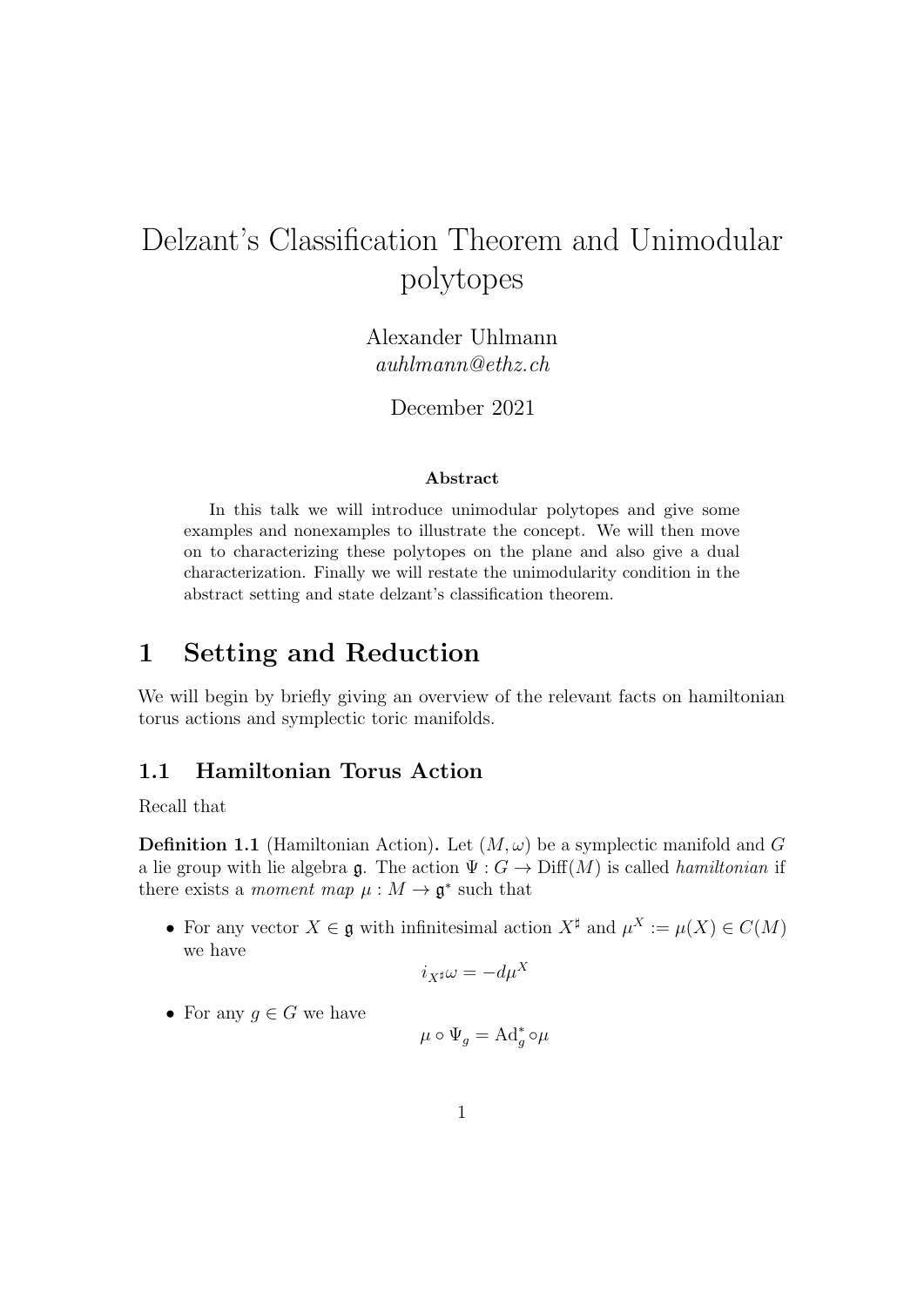# Delzant's Classification Theorem and Unimodular polytopes

Alexander Uhlmann
*auhlmann@ethz.ch*

December 2021

**Abstract**

In this talk we will introduce unimodular polytopes and give some examples and nonexamples to illustrate the concept. We will then move on to characterizing these polytopes on the plane and also give a dual characterization. Finally we will restate the unimodularity condition in the abstract setting and state delzant's classification theorem.

## 1 Setting and Reduction

We will begin by briefly giving an overview of the relevant facts on hamiltonian torus actions and symplectic toric manifolds.

### 1.1 Hamiltonian Torus Action

Recall that

**Definition 1.1** (Hamiltonian Action)**.** Let $(M, \omega)$ be a symplectic manifold and $G$ a lie group with lie algebra $\mathfrak{g}$. The action $\Psi : G \to \text{Diff}(M)$ is called *hamiltonian* if there exists a *moment map* $\mu : M \to \mathfrak{g}^*$ such that

- For any vector $X \in \mathfrak{g}$ with infinitesimal action $X^\sharp$ and $\mu^X := \mu(X) \in C(M)$ we have
$$i_{X^\sharp}\omega = -d\mu^X$$
- For any $g \in G$ we have
$$\mu \circ \Psi_g = \text{Ad}_g^* \circ \mu$$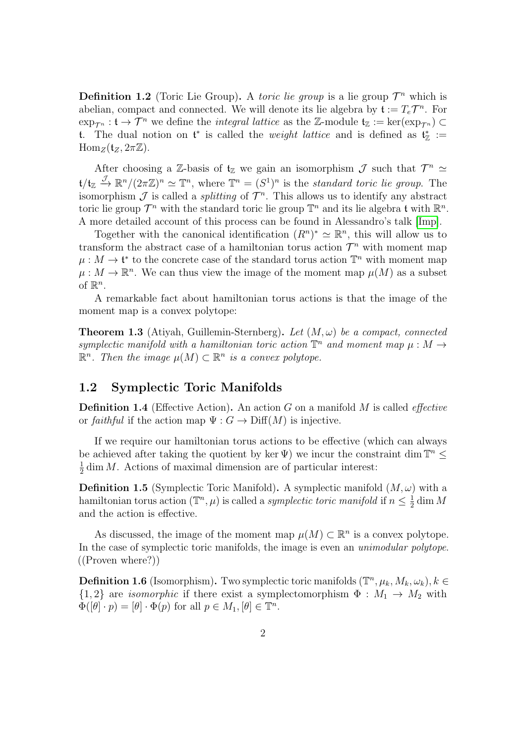**Definition 1.2** (Toric Lie Group)**.** A *toric lie group* is a lie group $\mathcal{T}^n$ which is abelian, compact and connected. We will denote its lie algebra by $\mathfrak{t} := T_e\mathcal{T}^n$. For $\exp_{\mathcal{T}^n} : \mathfrak{t} \to \mathcal{T}^n$ we define the *integral lattice* as the $\mathbb{Z}$-module $\mathfrak{t}_\mathbb{Z} := \ker(\exp_{\mathcal{T}^n}) \subset \mathfrak{t}$. The dual notion on $\mathfrak{t}^*$ is called the *weight lattice* and is defined as $\mathfrak{t}^*_\mathbb{Z} := \mathrm{Hom}_Z(\mathfrak{t}_Z, 2\pi\mathbb{Z})$.

After choosing a $\mathbb{Z}$-basis of $\mathfrak{t}_\mathbb{Z}$ we gain an isomorphism $\mathcal{J}$ such that $\mathcal{T}^n \simeq \mathfrak{t}/\mathfrak{t}_\mathbb{Z} \xrightarrow{\mathcal{J}} \mathbb{R}^n/(2\pi\mathbb{Z})^n \simeq \mathbb{T}^n$, where $\mathbb{T}^n = (S^1)^n$ is the *standard toric lie group*. The isomorphism $\mathcal{J}$ is called a *splitting* of $\mathcal{T}^n$. This allows us to identify any abstract toric lie group $\mathcal{T}^n$ with the standard toric lie group $\mathbb{T}^n$ and its lie algebra $\mathfrak{t}$ with $\mathbb{R}^n$. A more detailed account of this process can be found in Alessandro's talk [Imp].

Together with the canonical identification $(R^n)^* \simeq \mathbb{R}^n$, this will allow us to transform the abstract case of a hamiltonian torus action $\mathcal{T}^n$ with moment map $\mu : M \to \mathfrak{t}^*$ to the concrete case of the standard torus action $\mathbb{T}^n$ with moment map $\mu : M \to \mathbb{R}^n$. We can thus view the image of the moment map $\mu(M)$ as a subset of $\mathbb{R}^n$.

A remarkable fact about hamiltonian torus actions is that the image of the moment map is a convex polytope:

**Theorem 1.3** (Atiyah, Guillemin-Sternberg)**.** *Let $(M, \omega)$ be a compact, connected symplectic manifold with a hamiltonian toric action $\mathbb{T}^n$ and moment map $\mu : M \to \mathbb{R}^n$. Then the image $\mu(M) \subset \mathbb{R}^n$ is a convex polytope.*

## 1.2 Symplectic Toric Manifolds

**Definition 1.4** (Effective Action)**.** An action $G$ on a manifold $M$ is called *effective* or *faithful* if the action map $\Psi : G \to \mathrm{Diff}(M)$ is injective.

If we require our hamiltonian torus actions to be effective (which can always be achieved after taking the quotient by $\ker \Psi$) we incur the constraint $\dim \mathbb{T}^n \leq \frac{1}{2} \dim M$. Actions of maximal dimension are of particular interest:

**Definition 1.5** (Symplectic Toric Manifold)**.** A symplectic manifold $(M, \omega)$ with a hamiltonian torus action $(\mathbb{T}^n, \mu)$ is called a *symplectic toric manifold* if $n \leq \frac{1}{2} \dim M$ and the action is effective.

As discussed, the image of the moment map $\mu(M) \subset \mathbb{R}^n$ is a convex polytope. In the case of symplectic toric manifolds, the image is even an *unimodular polytope*. ((Proven where?))

**Definition 1.6** (Isomorphism)**.** Two symplectic toric manifolds $(\mathbb{T}^n, \mu_k, M_k, \omega_k), k \in \{1, 2\}$ are *isomorphic* if there exist a symplectomorphism $\Phi : M_1 \to M_2$ with $\Phi([\theta] \cdot p) = [\theta] \cdot \Phi(p)$ for all $p \in M_1, [\theta] \in \mathbb{T}^n$.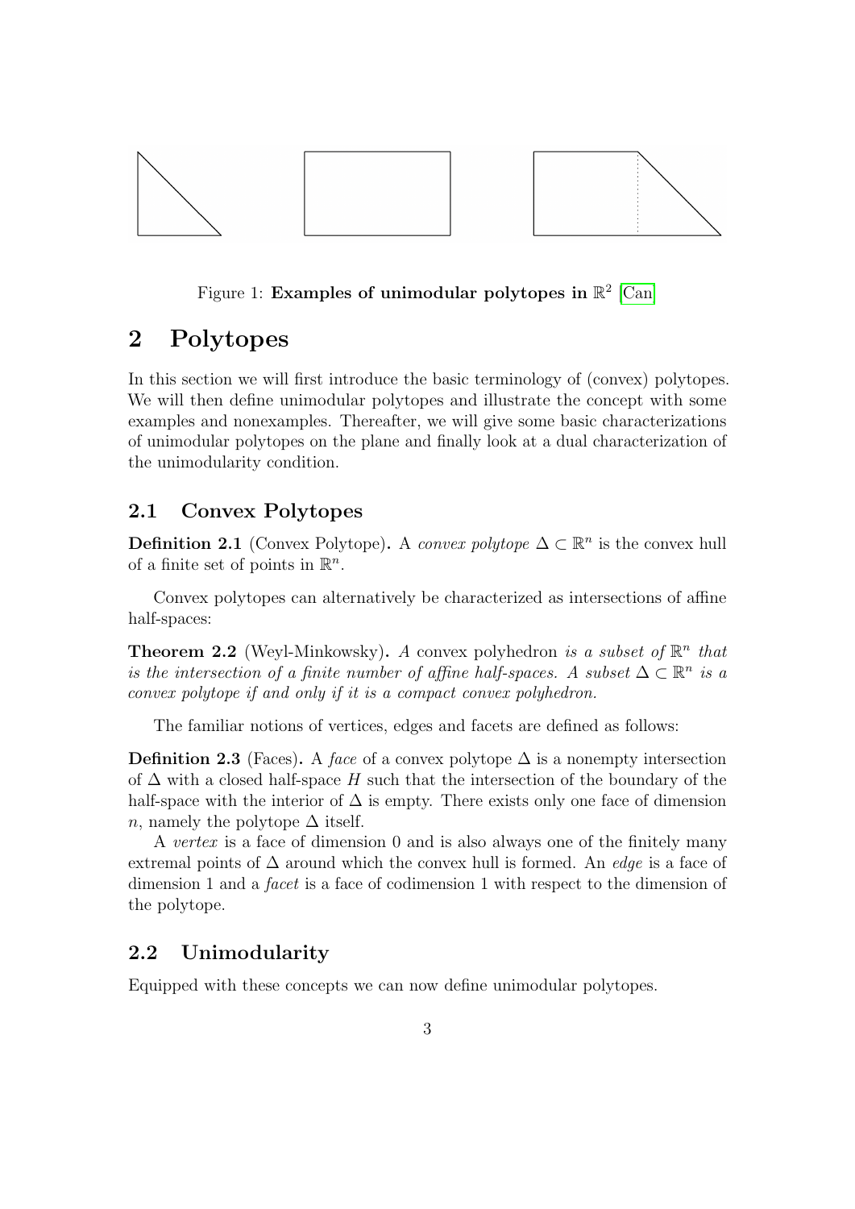Figure 1: **Examples of unimodular polytopes in** $\mathbb{R}^2$ [Can]

# 2 Polytopes

In this section we will first introduce the basic terminology of (convex) polytopes. We will then define unimodular polytopes and illustrate the concept with some examples and nonexamples. Thereafter, we will give some basic characterizations of unimodular polytopes on the plane and finally look at a dual characterization of the unimodularity condition.

## 2.1 Convex Polytopes

**Definition 2.1** (Convex Polytope). A *convex polytope* $\Delta \subset \mathbb{R}^n$ is the convex hull of a finite set of points in $\mathbb{R}^n$.

Convex polytopes can alternatively be characterized as intersections of affine half-spaces:

**Theorem 2.2** (Weyl-Minkowsky). *A* convex polyhedron *is a subset of* $\mathbb{R}^n$ *that is the intersection of a finite number of affine half-spaces. A subset* $\Delta \subset \mathbb{R}^n$ *is a convex polytope if and only if it is a compact convex polyhedron.*

The familiar notions of vertices, edges and facets are defined as follows:

**Definition 2.3** (Faces). A *face* of a convex polytope $\Delta$ is a nonempty intersection of $\Delta$ with a closed half-space $H$ such that the intersection of the boundary of the half-space with the interior of $\Delta$ is empty. There exists only one face of dimension $n$, namely the polytope $\Delta$ itself.

A *vertex* is a face of dimension 0 and is also always one of the finitely many extremal points of $\Delta$ around which the convex hull is formed. An *edge* is a face of dimension 1 and a *facet* is a face of codimension 1 with respect to the dimension of the polytope.

## 2.2 Unimodularity

Equipped with these concepts we can now define unimodular polytopes.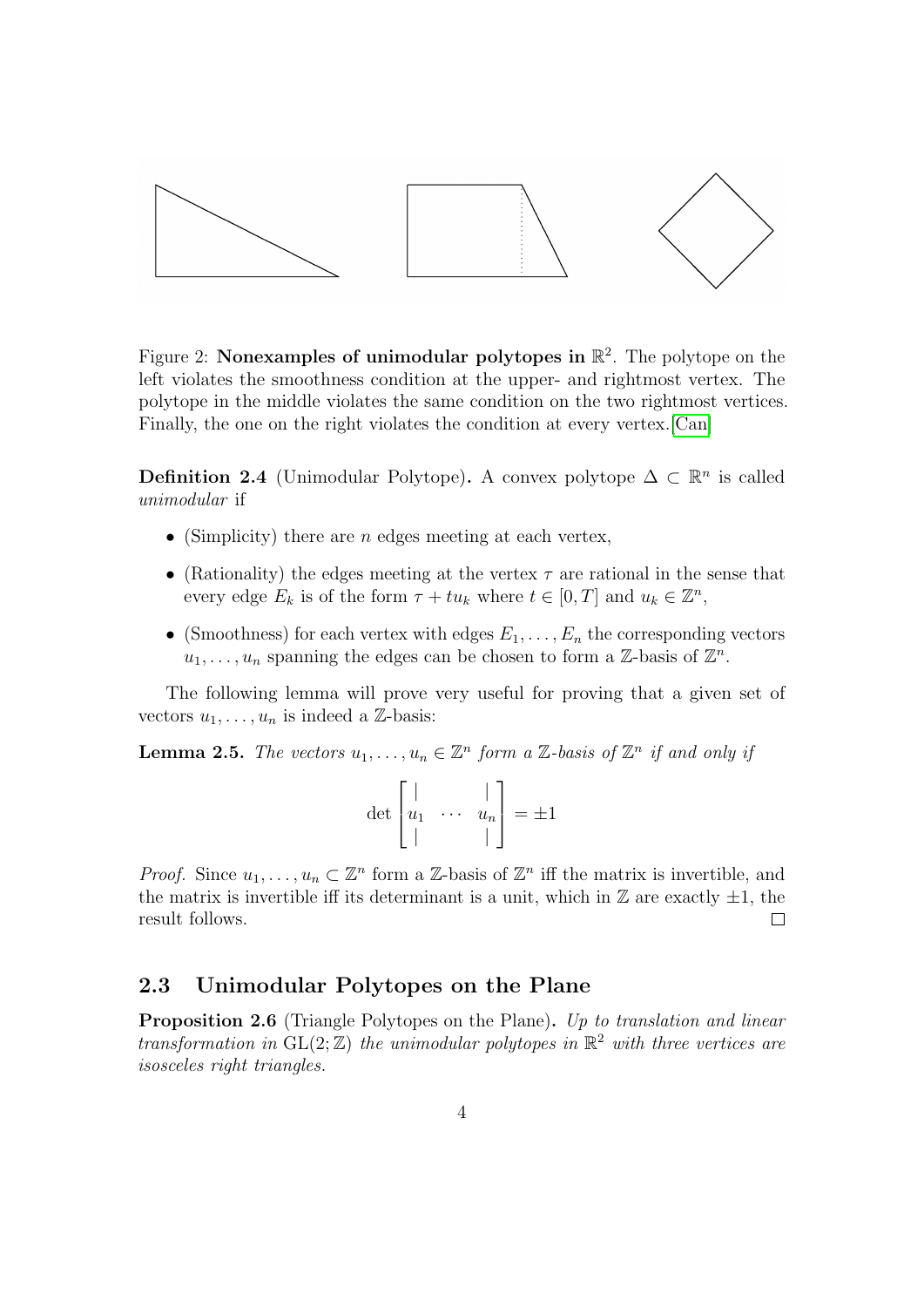Figure 2: **Nonexamples of unimodular polytopes in** $\mathbb{R}^2$. The polytope on the left violates the smoothness condition at the upper- and rightmost vertex. The polytope in the middle violates the same condition on the two rightmost vertices. Finally, the one on the right violates the condition at every vertex.[Can]

**Definition 2.4** (Unimodular Polytope)**.** A convex polytope $\Delta \subset \mathbb{R}^n$ is called *unimodular* if

- (Simplicity) there are $n$ edges meeting at each vertex,
- (Rationality) the edges meeting at the vertex $\tau$ are rational in the sense that every edge $E_k$ is of the form $\tau + tu_k$ where $t \in [0, T]$ and $u_k \in \mathbb{Z}^n$,
- (Smoothness) for each vertex with edges $E_1, \ldots, E_n$ the corresponding vectors $u_1, \ldots, u_n$ spanning the edges can be chosen to form a $\mathbb{Z}$-basis of $\mathbb{Z}^n$.

The following lemma will prove very useful for proving that a given set of vectors $u_1, \ldots, u_n$ is indeed a $\mathbb{Z}$-basis:

**Lemma 2.5.** *The vectors $u_1, \ldots, u_n \in \mathbb{Z}^n$ form a $\mathbb{Z}$-basis of $\mathbb{Z}^n$ if and only if*

$$\det \begin{bmatrix} | & & | \\ u_1 & \cdots & u_n \\ | & & | \end{bmatrix} = \pm 1$$

*Proof.* Since $u_1, \ldots, u_n \subset \mathbb{Z}^n$ form a $\mathbb{Z}$-basis of $\mathbb{Z}^n$ iff the matrix is invertible, and the matrix is invertible iff its determinant is a unit, which in $\mathbb{Z}$ are exactly $\pm 1$, the result follows. $\square$

## 2.3 Unimodular Polytopes on the Plane

**Proposition 2.6** (Triangle Polytopes on the Plane)**.** *Up to translation and linear transformation in* $\mathrm{GL}(2; \mathbb{Z})$ *the unimodular polytopes in* $\mathbb{R}^2$ *with three vertices are isosceles right triangles.*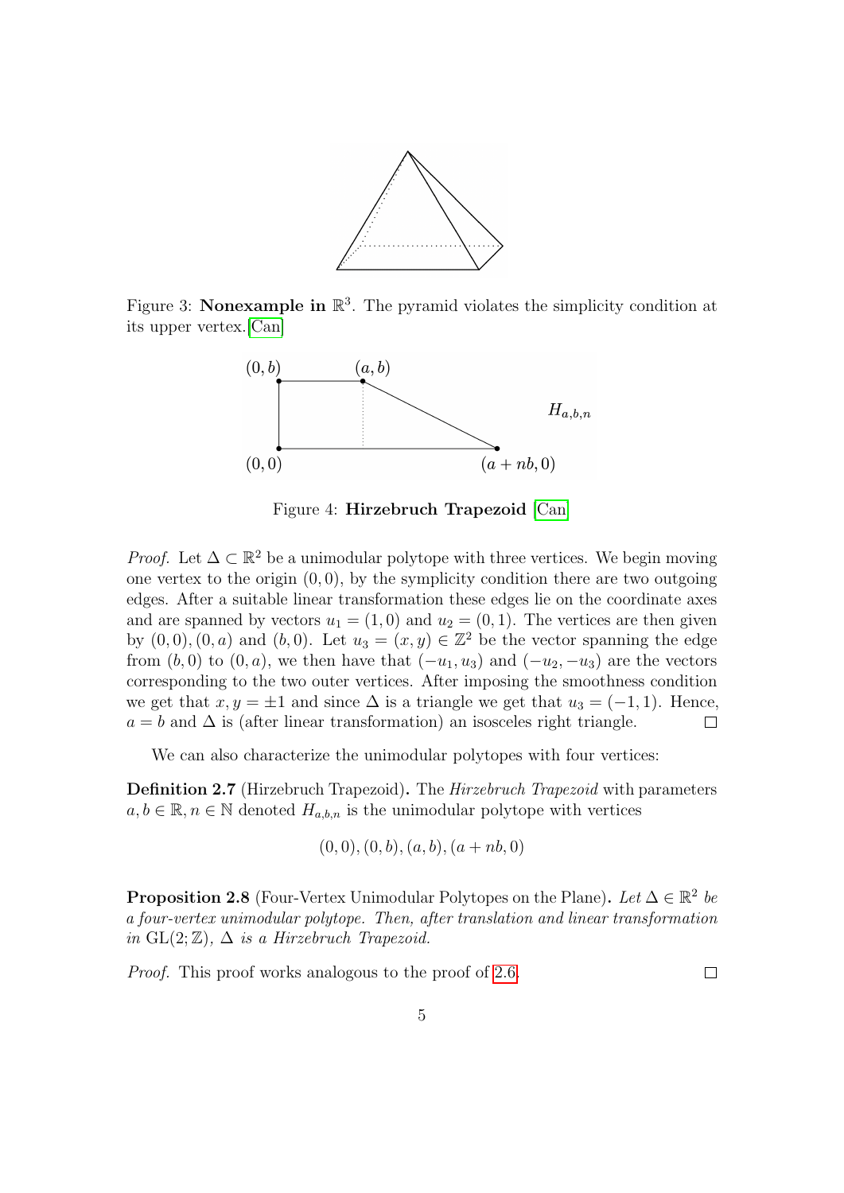Figure 3: **Nonexample in $\mathbb{R}^3$.** The pyramid violates the simplicity condition at its upper vertex.[Can]

$(0, b)$ $(a, b)$ $H_{a,b,n}$ $(0, 0)$ $(a + nb, 0)$

Figure 4: **Hirzebruch Trapezoid** [Can]

*Proof.* Let $\Delta \subset \mathbb{R}^2$ be a unimodular polytope with three vertices. We begin moving one vertex to the origin $(0, 0)$, by the symplicity condition there are two outgoing edges. After a suitable linear transformation these edges lie on the coordinate axes and are spanned by vectors $u_1 = (1, 0)$ and $u_2 = (0, 1)$. The vertices are then given by $(0, 0), (0, a)$ and $(b, 0)$. Let $u_3 = (x, y) \in \mathbb{Z}^2$ be the vector spanning the edge from $(b, 0)$ to $(0, a)$, we then have that $(-u_1, u_3)$ and $(-u_2, -u_3)$ are the vectors corresponding to the two outer vertices. After imposing the smoothness condition we get that $x, y = \pm 1$ and since $\Delta$ is a triangle we get that $u_3 = (-1, 1)$. Hence, $a = b$ and $\Delta$ is (after linear transformation) an isosceles right triangle. □

We can also characterize the unimodular polytopes with four vertices:

**Definition 2.7** (Hirzebruch Trapezoid)**.** The *Hirzebruch Trapezoid* with parameters $a, b \in \mathbb{R}, n \in \mathbb{N}$ denoted $H_{a,b,n}$ is the unimodular polytope with vertices

$$(0, 0), (0, b), (a, b), (a + nb, 0)$$

**Proposition 2.8** (Four-Vertex Unimodular Polytopes on the Plane)**.** *Let $\Delta \in \mathbb{R}^2$ be a four-vertex unimodular polytope. Then, after translation and linear transformation in $\mathrm{GL}(2; \mathbb{Z})$, $\Delta$ is a Hirzebruch Trapezoid.*

*Proof.* This proof works analogous to the proof of 2.6. □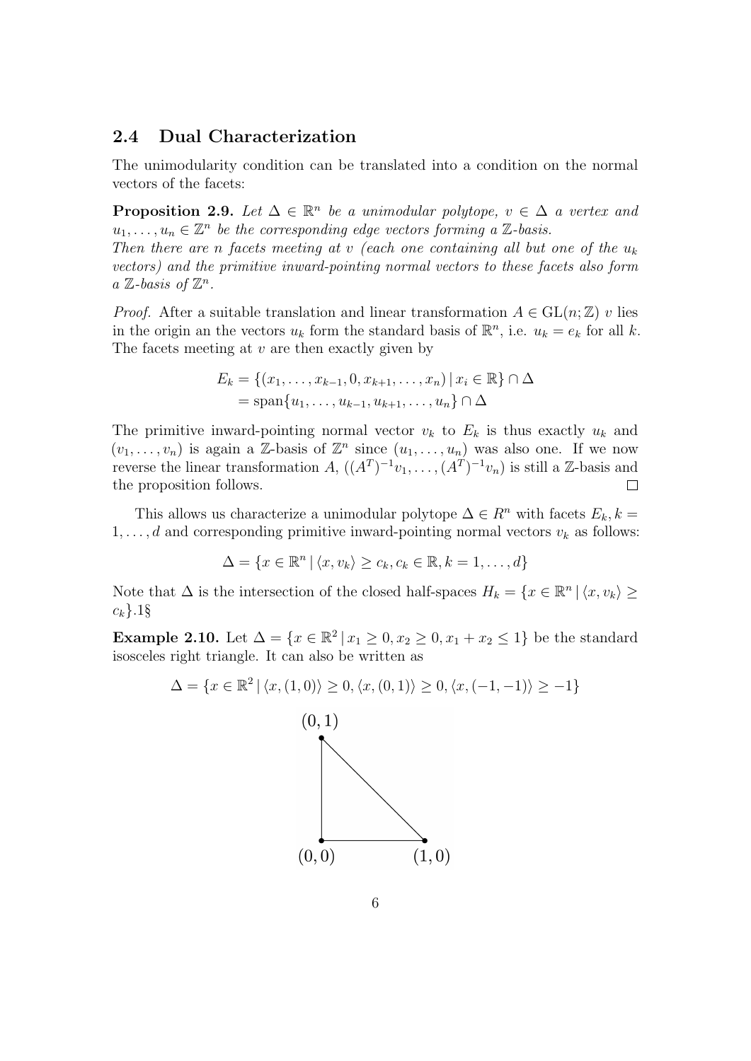### 2.4 Dual Characterization

The unimodularity condition can be translated into a condition on the normal vectors of the facets:

**Proposition 2.9.** *Let $\Delta \in \mathbb{R}^n$ be a unimodular polytope, $v \in \Delta$ a vertex and $u_1, \ldots, u_n \in \mathbb{Z}^n$ be the corresponding edge vectors forming a $\mathbb{Z}$-basis.*
*Then there are $n$ facets meeting at $v$ (each one containing all but one of the $u_k$ vectors) and the primitive inward-pointing normal vectors to these facets also form a $\mathbb{Z}$-basis of $\mathbb{Z}^n$.*

*Proof.* After a suitable translation and linear transformation $A \in \mathrm{GL}(n;\mathbb{Z})$ $v$ lies in the origin an the vectors $u_k$ form the standard basis of $\mathbb{R}^n$, i.e. $u_k = e_k$ for all $k$. The facets meeting at $v$ are then exactly given by

$$
\begin{aligned}
E_k &= \{(x_1, \ldots, x_{k-1}, 0, x_{k+1}, \ldots, x_n) \,|\, x_i \in \mathbb{R}\} \cap \Delta \\
&= \mathrm{span}\{u_1, \ldots, u_{k-1}, u_{k+1}, \ldots, u_n\} \cap \Delta
\end{aligned}
$$

The primitive inward-pointing normal vector $v_k$ to $E_k$ is thus exactly $u_k$ and $(v_1, \ldots, v_n)$ is again a $\mathbb{Z}$-basis of $\mathbb{Z}^n$ since $(u_1, \ldots, u_n)$ was also one. If we now reverse the linear transformation $A$, $((A^T)^{-1}v_1, \ldots, (A^T)^{-1}v_n)$ is still a $\mathbb{Z}$-basis and the proposition follows. □

This allows us characterize a unimodular polytope $\Delta \in R^n$ with facets $E_k, k = 1, \ldots, d$ and corresponding primitive inward-pointing normal vectors $v_k$ as follows:

$$
\Delta = \{x \in \mathbb{R}^n \,|\, \langle x, v_k \rangle \geq c_k, c_k \in \mathbb{R}, k = 1, \ldots, d\}
$$

Note that $\Delta$ is the intersection of the closed half-spaces $H_k = \{x \in \mathbb{R}^n \,|\, \langle x, v_k \rangle \geq c_k\}$.1§

**Example 2.10.** Let $\Delta = \{x \in \mathbb{R}^2 \,|\, x_1 \geq 0, x_2 \geq 0, x_1 + x_2 \leq 1\}$ be the standard isosceles right triangle. It can also be written as

$$
\Delta = \{x \in \mathbb{R}^2 \,|\, \langle x, (1,0) \rangle \geq 0, \langle x, (0,1) \rangle \geq 0, \langle x, (-1,-1) \rangle \geq -1\}
$$

(0, 1)

(0, 0) (1, 0)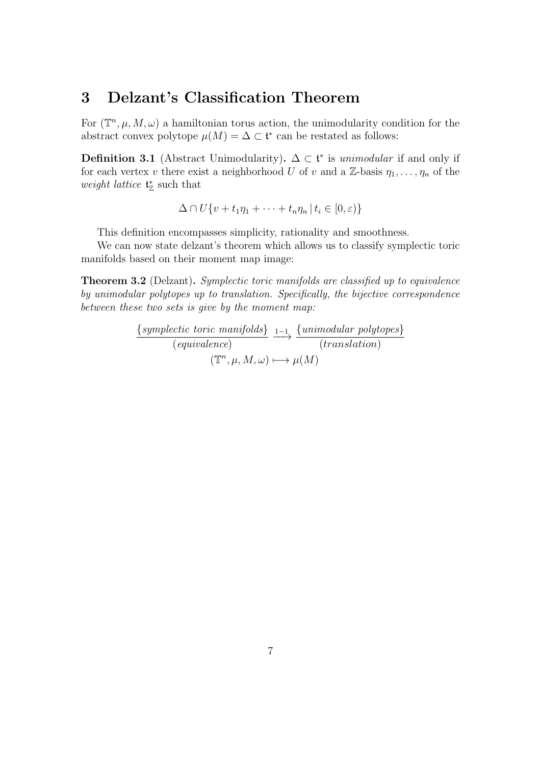# 3 Delzant's Classification Theorem

For $(\mathbb{T}^n, \mu, M, \omega)$ a hamiltonian torus action, the unimodularity condition for the abstract convex polytope $\mu(M) = \Delta \subset \mathfrak{t}^*$ can be restated as follows:

**Definition 3.1** (Abstract Unimodularity)**.** $\Delta \subset \mathfrak{t}^*$ is *unimodular* if and only if for each vertex $v$ there exist a neighborhood $U$ of $v$ and a $\mathbb{Z}$-basis $\eta_1, \ldots, \eta_n$ of the *weight lattice* $\mathfrak{t}^*_{\mathbb{Z}}$ such that

$$\Delta \cap U\{v + t_1\eta_1 + \cdots + t_n\eta_n \,|\, t_i \in [0, \varepsilon)\}$$

This definition encompasses simplicity, rationality and smoothness.

We can now state delzant's theorem which allows us to classify symplectic toric manifolds based on their moment map image:

**Theorem 3.2** (Delzant)**.** *Symplectic toric manifolds are classified up to equivalence by unimodular polytopes up to translation. Specifically, the bijective correspondence between these two sets is give by the moment map:*

$$\frac{\{\textit{symplectic toric manifolds}\}}{(\textit{equivalence})} \xrightarrow{1-1} \frac{\{\textit{unimodular polytopes}\}}{(\textit{translation})}$$
$$(\mathbb{T}^n, \mu, M, \omega) \longmapsto \mu(M)$$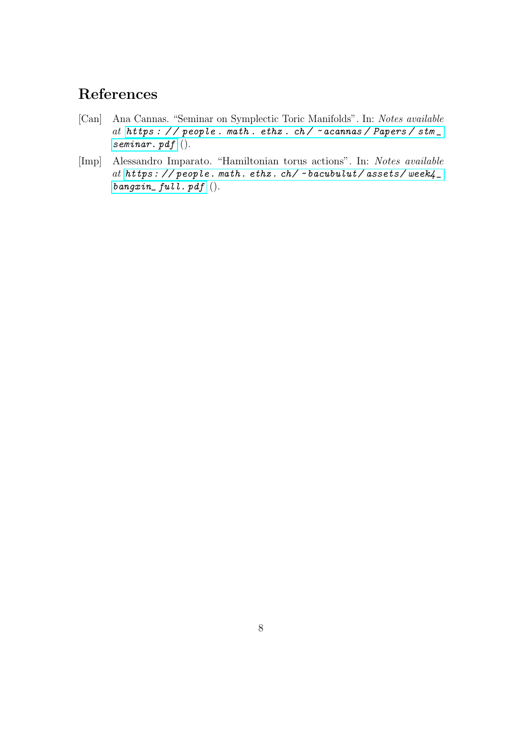## References

[Can] Ana Cannas. "Seminar on Symplectic Toric Manifolds". In: *Notes available at* https://people.math.ethz.ch/~acannas/Papers/stm_seminar.pdf ().

[Imp] Alessandro Imparato. "Hamiltonian torus actions". In: *Notes available at* https://people.math.ethz.ch/~bacubulut/assets/week4_bangxin_full.pdf ().